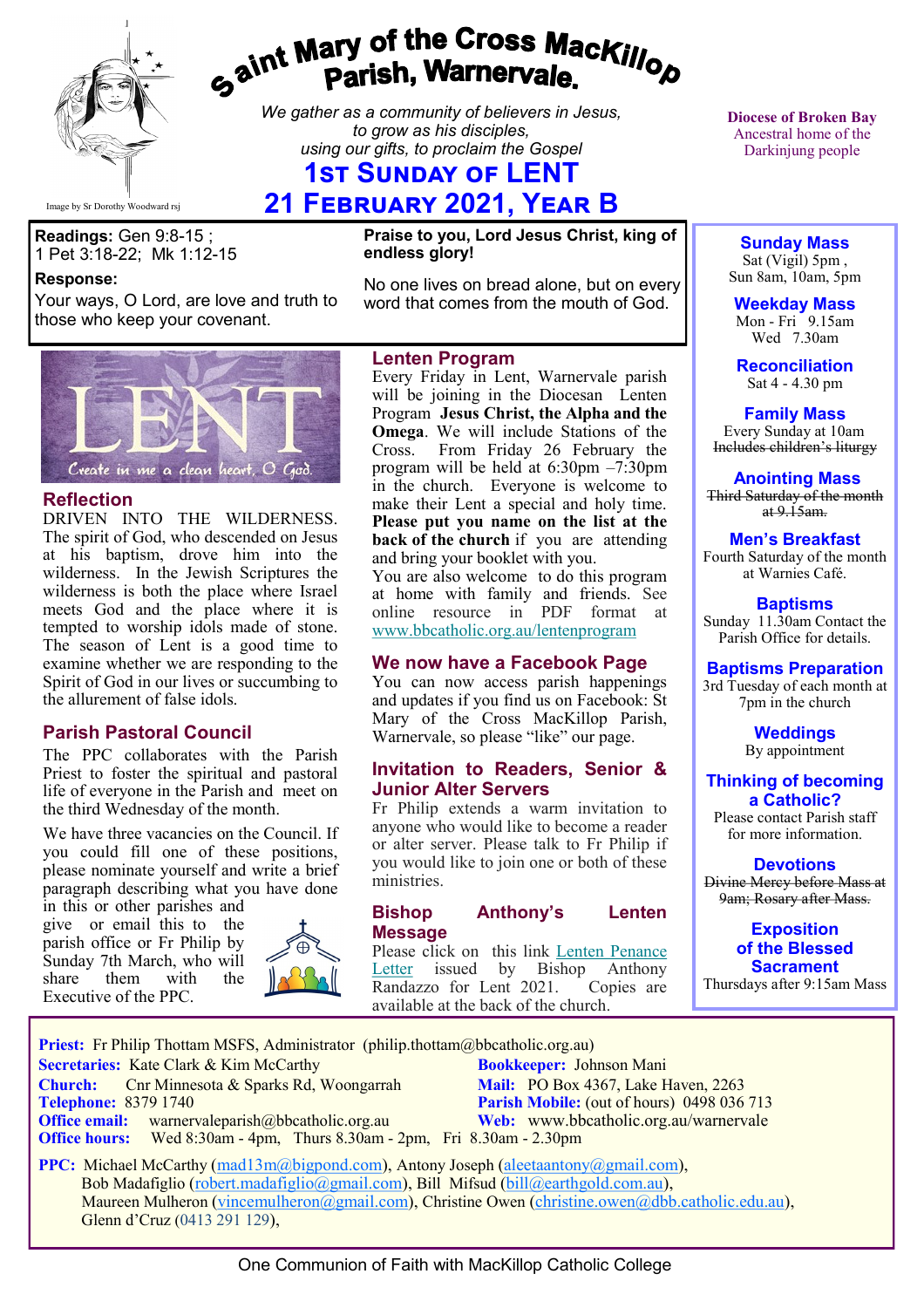# Saint Mary of the Cross MacKillop Parish, Warnervale.

Image by Sr Dorothy Woodward rsj

*We gather as a community of believers in Jesus, to grow as his disciples, using our gifts, to proclaim the Gospel*

## 1st Sunday of LENT
## 21 February 2021, Year B

Diocese of Broken Bay
Ancestral home of the Darkinjung people

**Readings:** Gen 9:8-15 ; 1 Pet 3:18-22; Mk 1:12-15

**Response:**
Your ways, O Lord, are love and truth to those who keep your covenant.

**Praise to you, Lord Jesus Christ, king of endless glory!**

No one lives on bread alone, but on every word that comes from the mouth of God.

LENT
Create in me a clean heart, O God.

### Reflection

DRIVEN INTO THE WILDERNESS. The spirit of God, who descended on Jesus at his baptism, drove him into the wilderness. In the Jewish Scriptures the wilderness is both the place where Israel meets God and the place where it is tempted to worship idols made of stone. The season of Lent is a good time to examine whether we are responding to the Spirit of God in our lives or succumbing to the allurement of false idols.

### Parish Pastoral Council

The PPC collaborates with the Parish Priest to foster the spiritual and pastoral life of everyone in the Parish and meet on the third Wednesday of the month.

We have three vacancies on the Council. If you could fill one of these positions, please nominate yourself and write a brief paragraph describing what you have done in this or other parishes and give or email this to the parish office or Fr Philip by Sunday 7th March, who will share them with the Executive of the PPC.

### Lenten Program

Every Friday in Lent, Warnervale parish will be joining in the Diocesan Lenten Program **Jesus Christ, the Alpha and the Omega**. We will include Stations of the Cross. From Friday 26 February the program will be held at 6:30pm –7:30pm in the church. Everyone is welcome to make their Lent a special and holy time. **Please put you name on the list at the back of the church** if you are attending and bring your booklet with you.
You are also welcome to do this program at home with family and friends. See online resource in PDF format at www.bbcatholic.org.au/lentenprogram

### We now have a Facebook Page

You can now access parish happenings and updates if you find us on Facebook: St Mary of the Cross MacKillop Parish, Warnervale, so please "like" our page.

### Invitation to Readers, Senior & Junior Alter Servers

Fr Philip extends a warm invitation to anyone who would like to become a reader or alter server. Please talk to Fr Philip if you would like to join one or both of these ministries.

### Bishop Anthony's Lenten Message

Please click on this link Lenten Penance Letter issued by Bishop Anthony Randazzo for Lent 2021. Copies are available at the back of the church.

---

**Sunday Mass**
Sat (Vigil) 5pm ,
Sun 8am, 10am, 5pm

**Weekday Mass**
Mon - Fri 9.15am
Wed 7.30am

**Reconciliation**
Sat 4 - 4.30 pm

**Family Mass**
Every Sunday at 10am
~~Includes children's liturgy~~

**Anointing Mass**
~~Third Saturday of the month at 9.15am.~~

**Men's Breakfast**
Fourth Saturday of the month at Warnies Café.

**Baptisms**
Sunday 11.30am Contact the Parish Office for details.

**Baptisms Preparation**
3rd Tuesday of each month at 7pm in the church

**Weddings**
By appointment

**Thinking of becoming a Catholic?**
Please contact Parish staff for more information.

**Devotions**
~~Divine Mercy before Mass at 9am; Rosary after Mass.~~

**Exposition of the Blessed Sacrament**
Thursdays after 9:15am Mass

---

**Priest:** Fr Philip Thottam MSFS, Administrator (philip.thottam@bbcatholic.org.au)
**Secretaries:** Kate Clark & Kim McCarthy
**Bookkeeper:** Johnson Mani
**Church:** Cnr Minnesota & Sparks Rd, Woongarrah
**Mail:** PO Box 4367, Lake Haven, 2263
**Telephone:** 8379 1740
**Parish Mobile:** (out of hours) 0498 036 713
**Office email:** warnervaleparish@bbcatholic.org.au
**Web:** www.bbcatholic.org.au/warnervale
**Office hours:** Wed 8:30am - 4pm, Thurs 8.30am - 2pm, Fri 8.30am - 2.30pm

**PPC:** Michael McCarthy (mad13m@bigpond.com), Antony Joseph (aleetaantony@gmail.com), Bob Madafiglio (robert.madafiglio@gmail.com), Bill Mifsud (bill@earthgold.com.au), Maureen Mulheron (vincemulheron@gmail.com), Christine Owen (christine.owen@dbb.catholic.edu.au), Glenn d'Cruz (0413 291 129),

One Communion of Faith with MacKillop Catholic College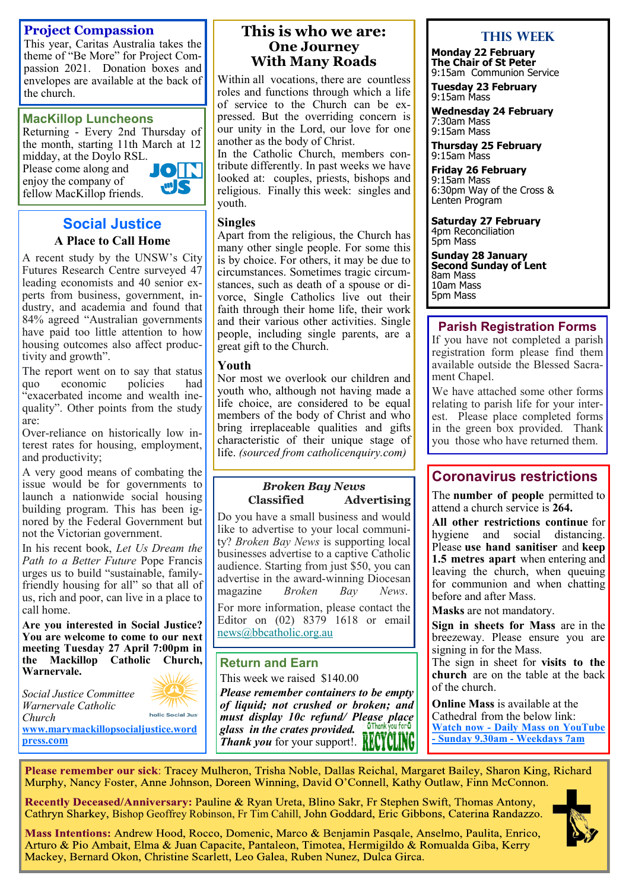## Project Compassion

This year, Caritas Australia takes the theme of "Be More" for Project Compassion 2021. Donation boxes and envelopes are available at the back of the church.

## MacKillop Luncheons

Returning - Every 2nd Thursday of the month, starting 11th March at 12 midday, at the Doylo RSL. Please come along and enjoy the company of fellow MacKillop friends.

## Social Justice

### A Place to Call Home

A recent study by the UNSW's City Futures Research Centre surveyed 47 leading economists and 40 senior experts from business, government, industry, and academia and found that 84% agreed "Australian governments have paid too little attention to how housing outcomes also affect productivity and growth".

The report went on to say that status quo economic policies had "exacerbated income and wealth inequality". Other points from the study are:

Over-reliance on historically low interest rates for housing, employment, and productivity;

A very good means of combating the issue would be for governments to launch a nationwide social housing building program. This has been ignored by the Federal Government but not the Victorian government.

In his recent book, *Let Us Dream the Path to a Better Future* Pope Francis urges us to build "sustainable, family-friendly housing for all" so that all of us, rich and poor, can live in a place to call home.

**Are you interested in Social Justice? You are welcome to come to our next meeting Tuesday 27 April 7:00pm in the Mackillop Catholic Church, Warnervale.**

*Social Justice Committee*
*Warnervale Catholic Church*
www.marymackillopsocialjustice.wordpress.com

## This is who we are: One Journey With Many Roads

Within all vocations, there are countless roles and functions through which a life of service to the Church can be expressed. But the overriding concern is our unity in the Lord, our love for one another as the body of Christ.

In the Catholic Church, members contribute differently. In past weeks we have looked at: couples, priests, bishops and religious. Finally this week: singles and youth.

### Singles

Apart from the religious, the Church has many other single people. For some this is by choice. For others, it may be due to circumstances. Sometimes tragic circumstances, such as death of a spouse or divorce, Single Catholics live out their faith through their home life, their work and their various other activities. Single people, including single parents, are a great gift to the Church.

### Youth

Nor most we overlook our children and youth who, although not having made a life choice, are considered to be equal members of the body of Christ and who bring irreplaceable qualities and gifts characteristic of their unique stage of life. *(sourced from catholicenquiry.com)*

## *Broken Bay News* Classified Advertising

Do you have a small business and would like to advertise to your local community? *Broken Bay News* is supporting local businesses advertise to a captive Catholic audience. Starting from just $50, you can advertise in the award-winning Diocesan magazine *Broken Bay News*.

For more information, please contact the Editor on (02) 8379 1618 or email news@bbcatholic.org.au

## Return and Earn

This week we raised $140.00

***Please remember containers to be empty of liquid; not crushed or broken; and must display 10c refund/ Please place glass in the crates provided. Thank you*** for your support!.

## This Week

**Monday 22 February**
**The Chair of St Peter**
9:15am Communion Service

**Tuesday 23 February**
9:15am Mass

**Wednesday 24 February**
7:30am Mass
9:15am Mass

**Thursday 25 February**
9:15am Mass

**Friday 26 February**
9:15am Mass
6:30pm Way of the Cross & Lenten Program

**Saturday 27 February**
4pm Reconciliation
5pm Mass

**Sunday 28 January**
**Second Sunday of Lent**
8am Mass
10am Mass
5pm Mass

## Parish Registration Forms

If you have not completed a parish registration form please find them available outside the Blessed Sacrament Chapel.

We have attached some other forms relating to parish life for your interest. Please place completed forms in the green box provided. Thank you those who have returned them.

## Coronavirus restrictions

The **number of people** permitted to attend a church service is **264.**

**All other restrictions continue** for hygiene and social distancing. Please **use hand sanitiser** and **keep 1.5 metres apart** when entering and leaving the church, when queuing for communion and when chatting before and after Mass.

**Masks** are not mandatory.

**Sign in sheets for Mass** are in the breezeway. Please ensure you are signing in for the Mass.

The sign in sheet for **visits to the church** are on the table at the back of the church.

**Online Mass** is available at the Cathedral from the below link:
**Watch now - Daily Mass on YouTube - Sunday 9.30am - Weekdays 7am**

**Please remember our sick**: Tracey Mulheron, Trisha Noble, Dallas Reichal, Margaret Bailey, Sharon King, Richard Murphy, Nancy Foster, Anne Johnson, Doreen Winning, David O'Connell, Kathy Outlaw, Finn McConnon.

**Recently Deceased/Anniversary:** Pauline & Ryan Ureta, Blino Sakr, Fr Stephen Swift, Thomas Antony, Cathryn Sharkey, Bishop Geoffrey Robinson, Fr Tim Cahill, John Goddard, Eric Gibbons, Caterina Randazzo.

**Mass Intentions:** Andrew Hood, Rocco, Domenic, Marco & Benjamin Pasqale, Anselmo, Paulita, Enrico, Arturo & Pio Ambait, Elma & Juan Capacite, Pantaleon, Timotea, Hermigildo & Romualda Giba, Kerry Mackey, Bernard Okon, Christine Scarlett, Leo Galea, Ruben Nunez, Dulca Girca.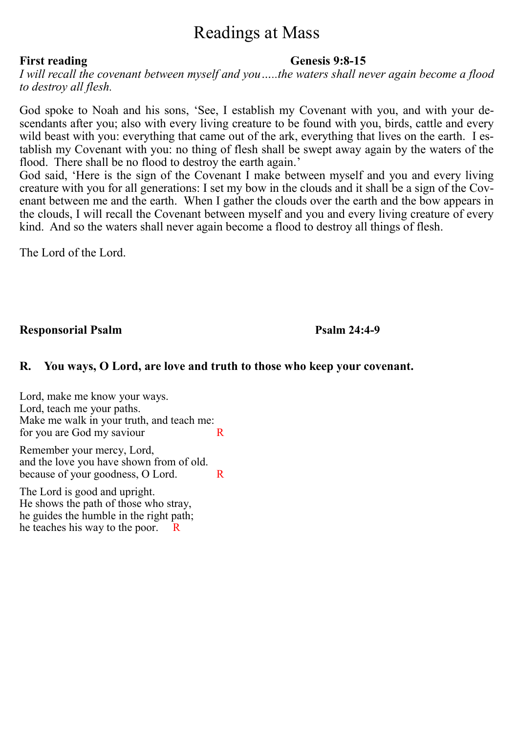# Readings at Mass

**First reading** **Genesis 9:8-15**

*I will recall the covenant between myself and you…..the waters shall never again become a flood to destroy all flesh.*

God spoke to Noah and his sons, 'See, I establish my Covenant with you, and with your descendants after you; also with every living creature to be found with you, birds, cattle and every wild beast with you: everything that came out of the ark, everything that lives on the earth. I establish my Covenant with you: no thing of flesh shall be swept away again by the waters of the flood. There shall be no flood to destroy the earth again.'
God said, 'Here is the sign of the Covenant I make between myself and you and every living creature with you for all generations: I set my bow in the clouds and it shall be a sign of the Covenant between me and the earth. When I gather the clouds over the earth and the bow appears in the clouds, I will recall the Covenant between myself and you and every living creature of every kind. And so the waters shall never again become a flood to destroy all things of flesh.

The Lord of the Lord.

**Responsorial Psalm** **Psalm 24:4-9**

**R. You ways, O Lord, are love and truth to those who keep your covenant.**

Lord, make me know your ways.
Lord, teach me your paths.
Make me walk in your truth, and teach me:
for you are God my saviour R

Remember your mercy, Lord,
and the love you have shown from of old.
because of your goodness, O Lord. R

The Lord is good and upright.
He shows the path of those who stray,
he guides the humble in the right path;
he teaches his way to the poor. R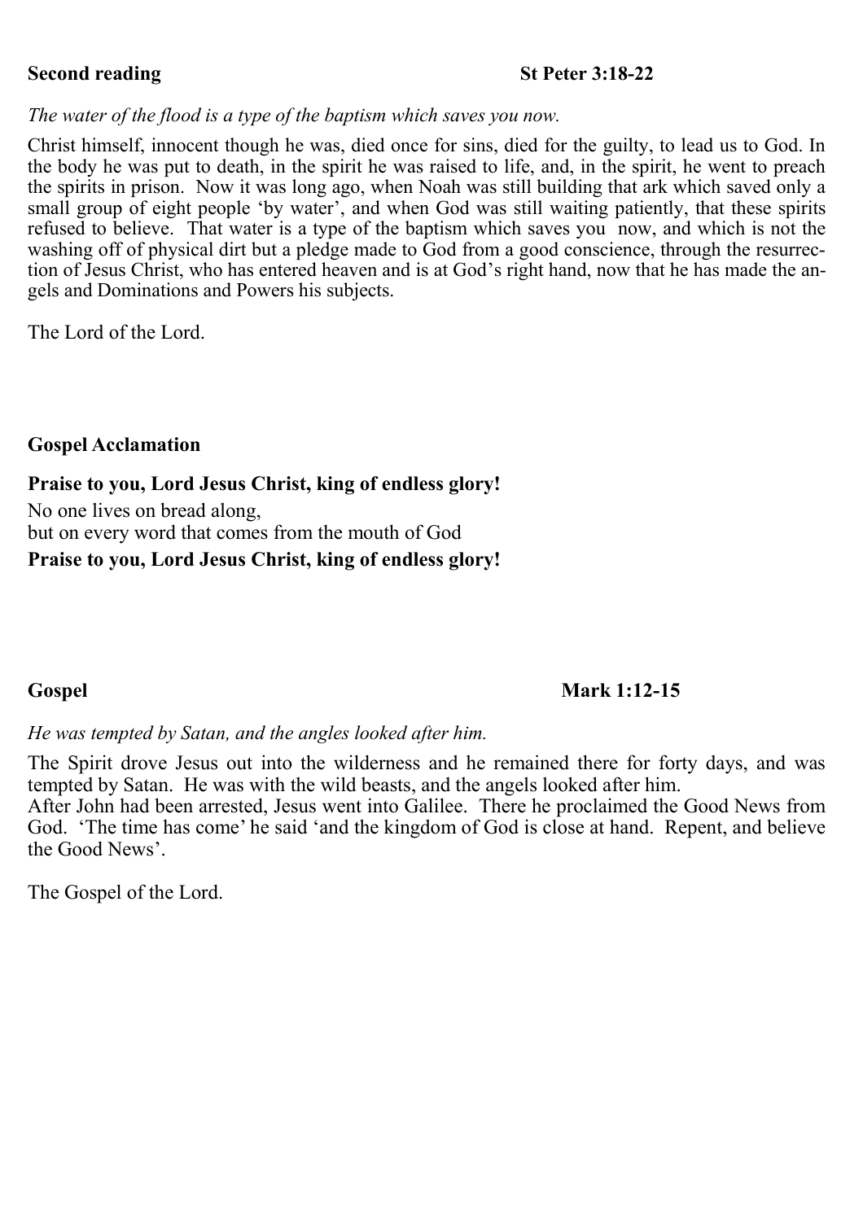**Second reading** **St Peter 3:18-22**

*The water of the flood is a type of the baptism which saves you now.*

Christ himself, innocent though he was, died once for sins, died for the guilty, to lead us to God. In the body he was put to death, in the spirit he was raised to life, and, in the spirit, he went to preach the spirits in prison. Now it was long ago, when Noah was still building that ark which saved only a small group of eight people 'by water', and when God was still waiting patiently, that these spirits refused to believe. That water is a type of the baptism which saves you now, and which is not the washing off of physical dirt but a pledge made to God from a good conscience, through the resurrection of Jesus Christ, who has entered heaven and is at God's right hand, now that he has made the angels and Dominations and Powers his subjects.

The Lord of the Lord.

**Gospel Acclamation**

**Praise to you, Lord Jesus Christ, king of endless glory!**
No one lives on bread along,
but on every word that comes from the mouth of God
**Praise to you, Lord Jesus Christ, king of endless glory!**

**Gospel** **Mark 1:12-15**

*He was tempted by Satan, and the angles looked after him.*

The Spirit drove Jesus out into the wilderness and he remained there for forty days, and was tempted by Satan. He was with the wild beasts, and the angels looked after him.
After John had been arrested, Jesus went into Galilee. There he proclaimed the Good News from God. 'The time has come' he said 'and the kingdom of God is close at hand. Repent, and believe the Good News'.

The Gospel of the Lord.